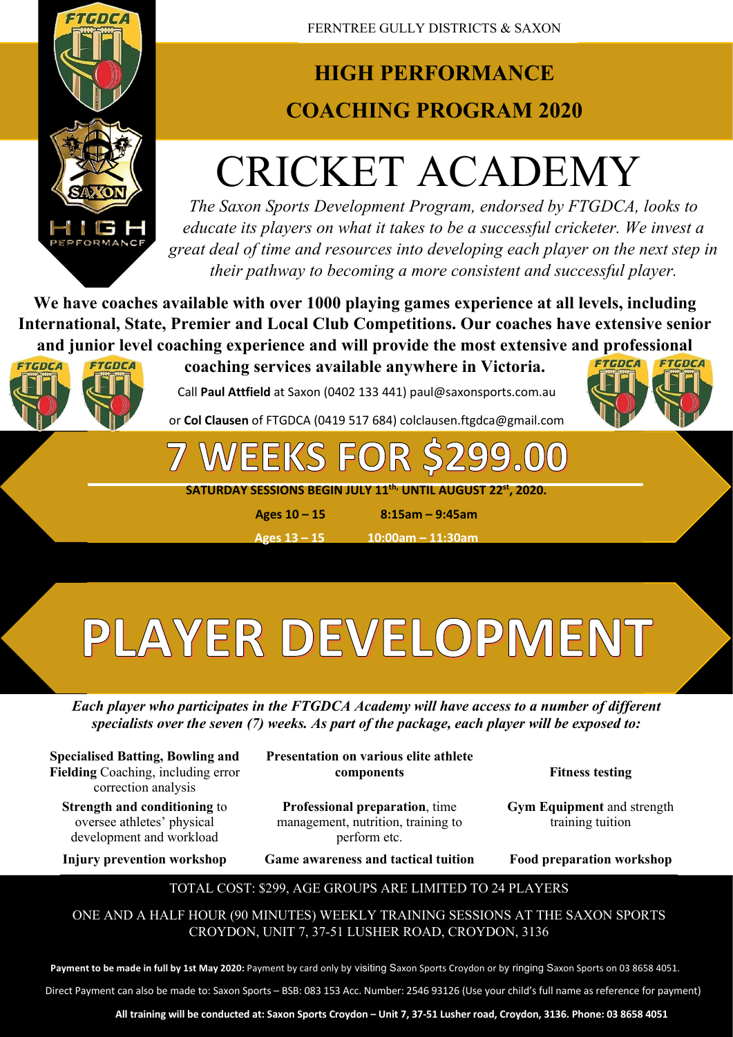FERNTREE GULLY DISTRICTS & SAXON

# HIGH PERFORMANCE

## COACHING PROGRAM 2020

# CRICKET ACADEMY

*The Saxon Sports Development Program, endorsed by FTGDCA, looks to educate its players on what it takes to be a successful cricketer. We invest a great deal of time and resources into developing each player on the next step in their pathway to becoming a more consistent and successful player.*

**We have coaches available with over 1000 playing games experience at all levels, including International, State, Premier and Local Club Competitions. Our coaches have extensive senior and junior level coaching experience and will provide the most extensive and professional coaching services available anywhere in Victoria.**

Call **Paul Attfield** at Saxon (0402 133 441) paul@saxonsports.com.au

or **Col Clausen** of FTGDCA (0419 517 684) colclausen.ftgdca@gmail.com

# 7 WEEKS FOR $299.00

**SATURDAY SESSIONS BEGIN JULY 11th, UNTIL AUGUST 22st, 2020.**

| Ages | Time |
|---|---|
| **Ages 10 – 15** | **8:15am – 9:45am** |
| **Ages 13 – 15** | **10:00am – 11:30am** |

# PLAYER DEVELOPMENT

***Each player who participates in the FTGDCA Academy will have access to a number of different specialists over the seven (7) weeks. As part of the package, each player will be exposed to:***

| | | |
|---|---|---|
| **Specialised Batting, Bowling and Fielding** Coaching, including error correction analysis | **Presentation on various elite athlete components** | **Fitness testing** |
| **Strength and conditioning** to oversee athletes' physical development and workload | **Professional preparation**, time management, nutrition, training to perform etc. | **Gym Equipment** and strength training tuition |
| **Injury prevention workshop** | **Game awareness and tactical tuition** | **Food preparation workshop** |

TOTAL COST: $299, AGE GROUPS ARE LIMITED TO 24 PLAYERS

ONE AND A HALF HOUR (90 MINUTES) WEEKLY TRAINING SESSIONS AT THE SAXON SPORTS CROYDON, UNIT 7, 37-51 LUSHER ROAD, CROYDON, 3136

**Payment to be made in full by 1st May 2020:** Payment by card only by visiting Saxon Sports Croydon or by ringing Saxon Sports on 03 8658 4051.

Direct Payment can also be made to: Saxon Sports – BSB: 083 153 Acc. Number: 2546 93126 (Use your child's full name as reference for payment)

**All training will be conducted at: Saxon Sports Croydon – Unit 7, 37-51 Lusher road, Croydon, 3136. Phone: 03 8658 4051**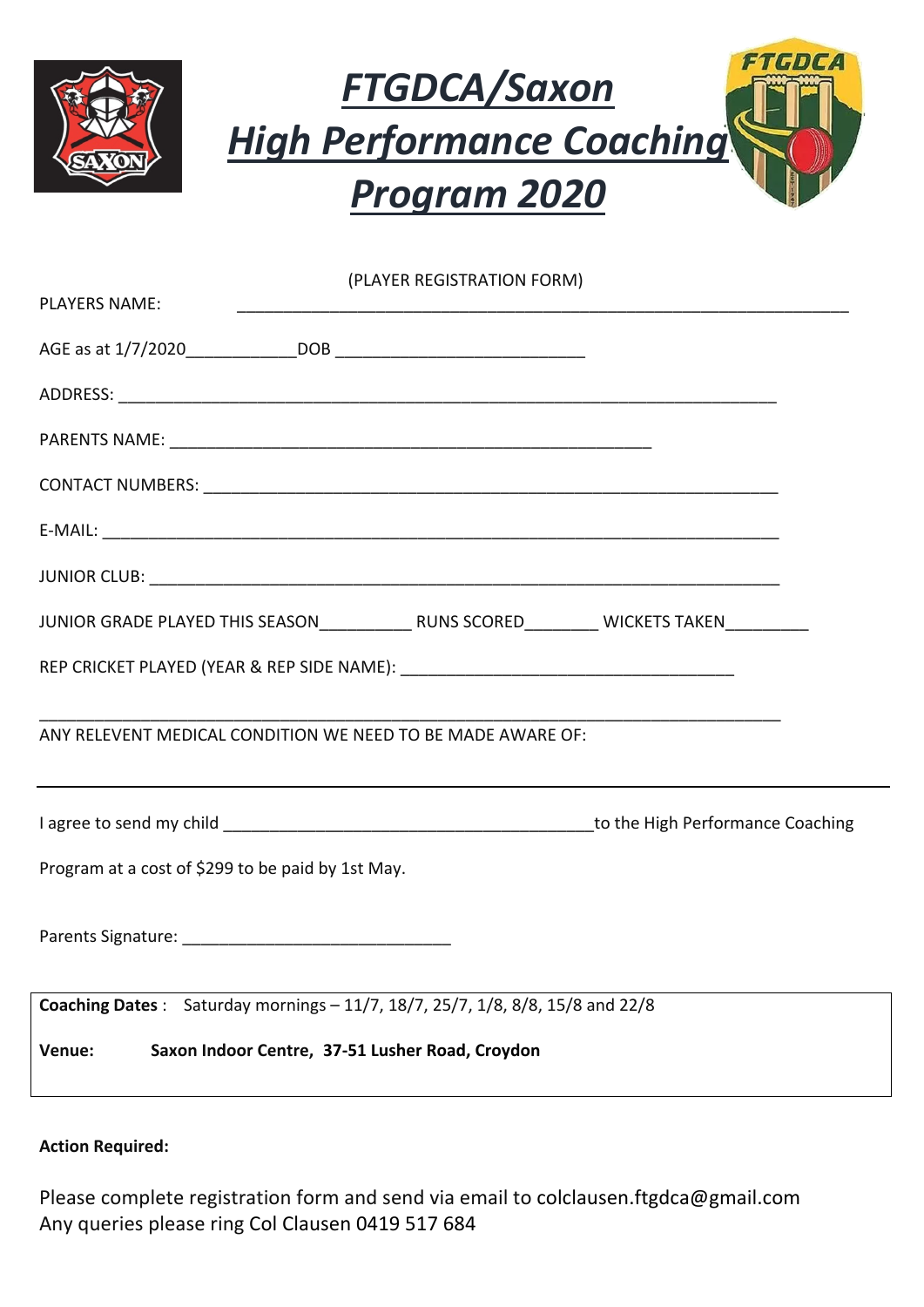# *FTGDCA/Saxon High Performance Coaching Program 2020*

(PLAYER REGISTRATION FORM)

PLAYERS NAME: ____________________________________________________________

AGE as at 1/7/2020____________DOB ___________________________

ADDRESS: ______________________________________________________________________

PARENTS NAME: ____________________________________________________

CONTACT NUMBERS: ______________________________________________________________

E-MAIL: _______________________________________________________________________

JUNIOR CLUB: __________________________________________________________________

JUNIOR GRADE PLAYED THIS SEASON__________ RUNS SCORED________ WICKETS TAKEN_________

REP CRICKET PLAYED (YEAR & REP SIDE NAME): ____________________________________

______________________________________________________________________________

ANY RELEVENT MEDICAL CONDITION WE NEED TO BE MADE AWARE OF:

---

I agree to send my child ________________________________________to the High Performance Coaching Program at a cost of $299 to be paid by 1st May.

Parents Signature: _____________________________

**Coaching Dates** : Saturday mornings – 11/7, 18/7, 25/7, 1/8, 8/8, 15/8 and 22/8

**Venue: Saxon Indoor Centre, 37-51 Lusher Road, Croydon**

**Action Required:**

Please complete registration form and send via email to colclausen.ftgdca@gmail.com
Any queries please ring Col Clausen 0419 517 684